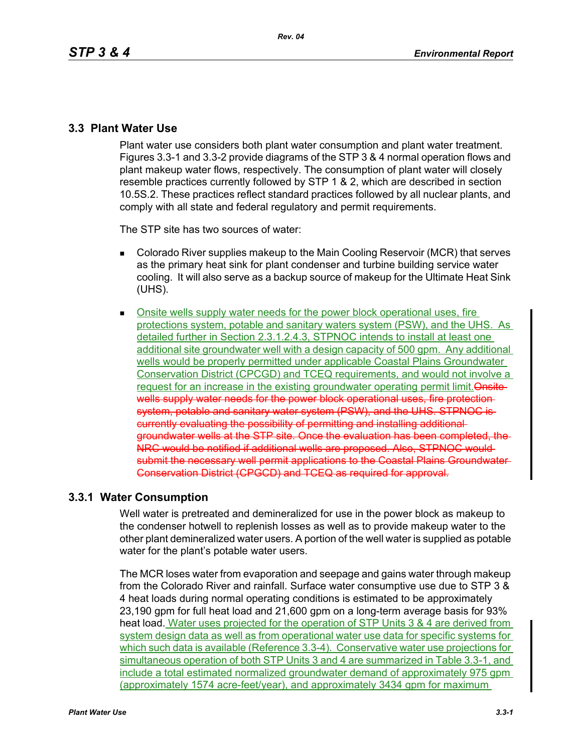## 3.3 Plant Water Use

Plant water use considers both plant water consumption and plant water treatment. Figures 3.3-1 and 3.3-2 provide diagrams of the STP 3 & 4 normal operation flows and plant makeup water flows, respectively. The consumption of plant water will closely resemble practices currently followed by STP 1 & 2, which are described in section 10.5S.2. These practices reflect standard practices followed by all nuclear plants, and comply with all state and federal regulatory and permit requirements.

The STP site has two sources of water:

- Colorado River supplies makeup to the Main Cooling Reservoir (MCR) that serves as the primary heat sink for plant condenser and turbine building service water cooling. It will also serve as a backup source of makeup for the Ultimate Heat Sink (UHS).
- Onsite wells supply water needs for the power block operational uses, fire protections system, potable and sanitary waters system (PSW), and the UHS. As detailed further in Section 2.3.1.2.4.3, STPNOC intends to install at least one additional site groundwater well with a design capacity of 500 gpm. Any additional wells would be properly permitted under applicable Coastal Plains Groundwater Conservation District (CPCGD) and TCEQ requirements, and would not involve a request for an increase in the existing groundwater operating permit limit.~~Onsite wells supply water needs for the power block operational uses, fire protection system, potable and sanitary water system (PSW), and the UHS. STPNOC is currently evaluating the possibility of permitting and installing additional groundwater wells at the STP site. Once the evaluation has been completed, the NRC would be notified if additional wells are proposed. Also, STPNOC would submit the necessary well permit applications to the Coastal Plains Groundwater Conservation District (CPGCD) and TCEQ as required for approval.~~

### 3.3.1 Water Consumption

Well water is pretreated and demineralized for use in the power block as makeup to the condenser hotwell to replenish losses as well as to provide makeup water to the other plant demineralized water users. A portion of the well water is supplied as potable water for the plant's potable water users.

The MCR loses water from evaporation and seepage and gains water through makeup from the Colorado River and rainfall. Surface water consumptive use due to STP 3 & 4 heat loads during normal operating conditions is estimated to be approximately 23,190 gpm for full heat load and 21,600 gpm on a long-term average basis for 93% heat load. Water uses projected for the operation of STP Units 3 & 4 are derived from system design data as well as from operational water use data for specific systems for which such data is available (Reference 3.3-4). Conservative water use projections for simultaneous operation of both STP Units 3 and 4 are summarized in Table 3.3-1, and include a total estimated normalized groundwater demand of approximately 975 gpm (approximately 1574 acre-feet/year), and approximately 3434 gpm for maximum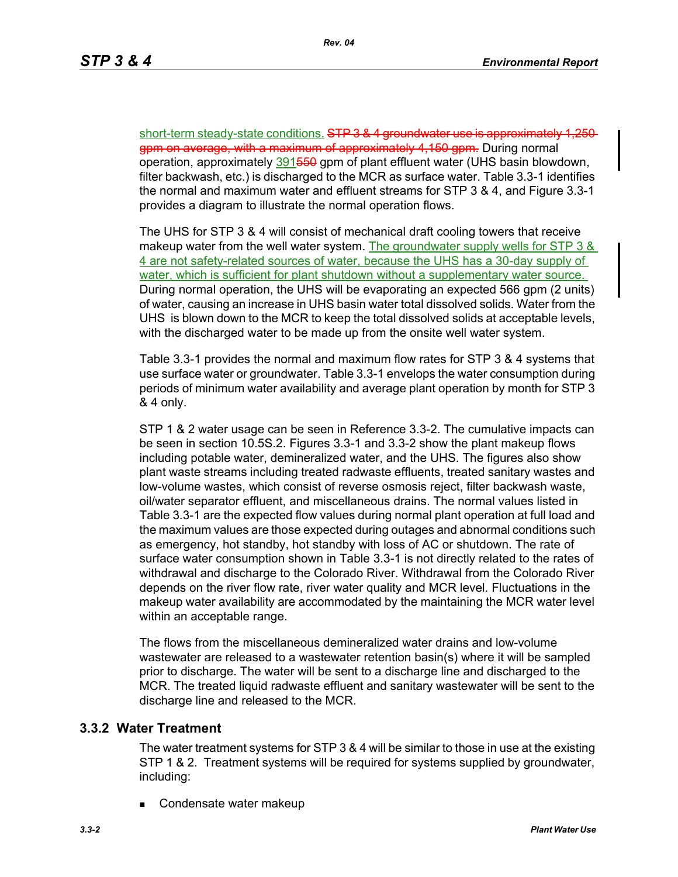short-term steady-state conditions. ~~STP 3 & 4 groundwater use is approximately 1,250 gpm on average, with a maximum of approximately 4,150 gpm.~~ During normal operation, approximately 391~~550~~ gpm of plant effluent water (UHS basin blowdown, filter backwash, etc.) is discharged to the MCR as surface water. Table 3.3-1 identifies the normal and maximum water and effluent streams for STP 3 & 4, and Figure 3.3-1 provides a diagram to illustrate the normal operation flows.

The UHS for STP 3 & 4 will consist of mechanical draft cooling towers that receive makeup water from the well water system. The groundwater supply wells for STP 3 & 4 are not safety-related sources of water, because the UHS has a 30-day supply of water, which is sufficient for plant shutdown without a supplementary water source. During normal operation, the UHS will be evaporating an expected 566 gpm (2 units) of water, causing an increase in UHS basin water total dissolved solids. Water from the UHS is blown down to the MCR to keep the total dissolved solids at acceptable levels, with the discharged water to be made up from the onsite well water system.

Table 3.3-1 provides the normal and maximum flow rates for STP 3 & 4 systems that use surface water or groundwater. Table 3.3-1 envelops the water consumption during periods of minimum water availability and average plant operation by month for STP 3 & 4 only.

STP 1 & 2 water usage can be seen in Reference 3.3-2. The cumulative impacts can be seen in section 10.5S.2. Figures 3.3-1 and 3.3-2 show the plant makeup flows including potable water, demineralized water, and the UHS. The figures also show plant waste streams including treated radwaste effluents, treated sanitary wastes and low-volume wastes, which consist of reverse osmosis reject, filter backwash waste, oil/water separator effluent, and miscellaneous drains. The normal values listed in Table 3.3-1 are the expected flow values during normal plant operation at full load and the maximum values are those expected during outages and abnormal conditions such as emergency, hot standby, hot standby with loss of AC or shutdown. The rate of surface water consumption shown in Table 3.3-1 is not directly related to the rates of withdrawal and discharge to the Colorado River. Withdrawal from the Colorado River depends on the river flow rate, river water quality and MCR level. Fluctuations in the makeup water availability are accommodated by the maintaining the MCR water level within an acceptable range.

The flows from the miscellaneous demineralized water drains and low-volume wastewater are released to a wastewater retention basin(s) where it will be sampled prior to discharge. The water will be sent to a discharge line and discharged to the MCR. The treated liquid radwaste effluent and sanitary wastewater will be sent to the discharge line and released to the MCR.

## 3.3.2 Water Treatment

The water treatment systems for STP 3 & 4 will be similar to those in use at the existing STP 1 & 2. Treatment systems will be required for systems supplied by groundwater, including:

- Condensate water makeup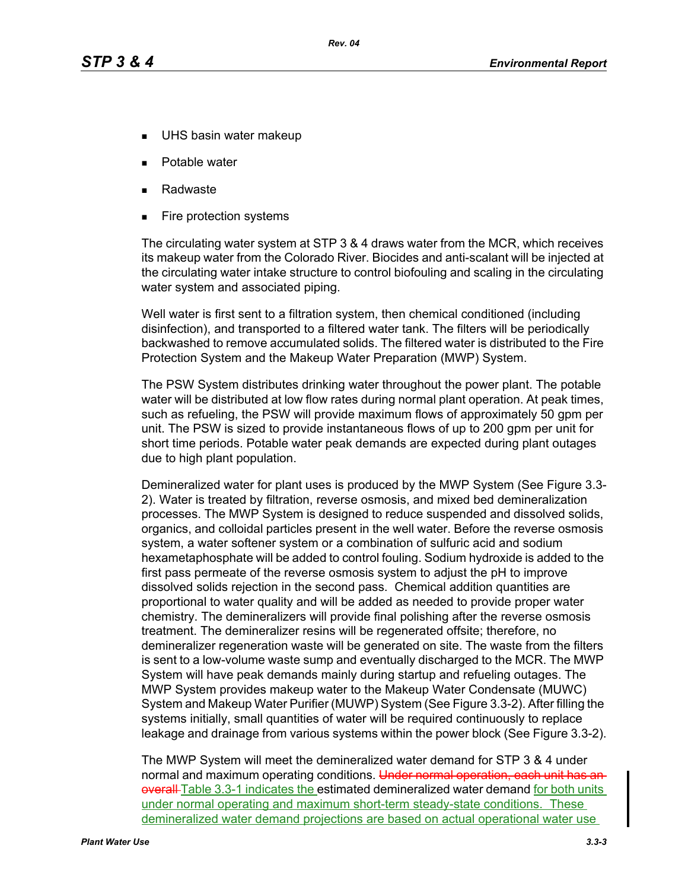- UHS basin water makeup
- Potable water
- Radwaste
- Fire protection systems

The circulating water system at STP 3 & 4 draws water from the MCR, which receives its makeup water from the Colorado River. Biocides and anti-scalant will be injected at the circulating water intake structure to control biofouling and scaling in the circulating water system and associated piping.

Well water is first sent to a filtration system, then chemical conditioned (including disinfection), and transported to a filtered water tank. The filters will be periodically backwashed to remove accumulated solids. The filtered water is distributed to the Fire Protection System and the Makeup Water Preparation (MWP) System.

The PSW System distributes drinking water throughout the power plant. The potable water will be distributed at low flow rates during normal plant operation. At peak times, such as refueling, the PSW will provide maximum flows of approximately 50 gpm per unit. The PSW is sized to provide instantaneous flows of up to 200 gpm per unit for short time periods. Potable water peak demands are expected during plant outages due to high plant population.

Demineralized water for plant uses is produced by the MWP System (See Figure 3.3-2). Water is treated by filtration, reverse osmosis, and mixed bed demineralization processes. The MWP System is designed to reduce suspended and dissolved solids, organics, and colloidal particles present in the well water. Before the reverse osmosis system, a water softener system or a combination of sulfuric acid and sodium hexametaphosphate will be added to control fouling. Sodium hydroxide is added to the first pass permeate of the reverse osmosis system to adjust the pH to improve dissolved solids rejection in the second pass. Chemical addition quantities are proportional to water quality and will be added as needed to provide proper water chemistry. The demineralizers will provide final polishing after the reverse osmosis treatment. The demineralizer resins will be regenerated offsite; therefore, no demineralizer regeneration waste will be generated on site. The waste from the filters is sent to a low-volume waste sump and eventually discharged to the MCR. The MWP System will have peak demands mainly during startup and refueling outages. The MWP System provides makeup water to the Makeup Water Condensate (MUWC) System and Makeup Water Purifier (MUWP) System (See Figure 3.3-2). After filling the systems initially, small quantities of water will be required continuously to replace leakage and drainage from various systems within the power block (See Figure 3.3-2).

The MWP System will meet the demineralized water demand for STP 3 & 4 under normal and maximum operating conditions. ~~Under normal operation, each unit has an overall~~ Table 3.3-1 indicates the estimated demineralized water demand for both units under normal operating and maximum short-term steady-state conditions. These demineralized water demand projections are based on actual operational water use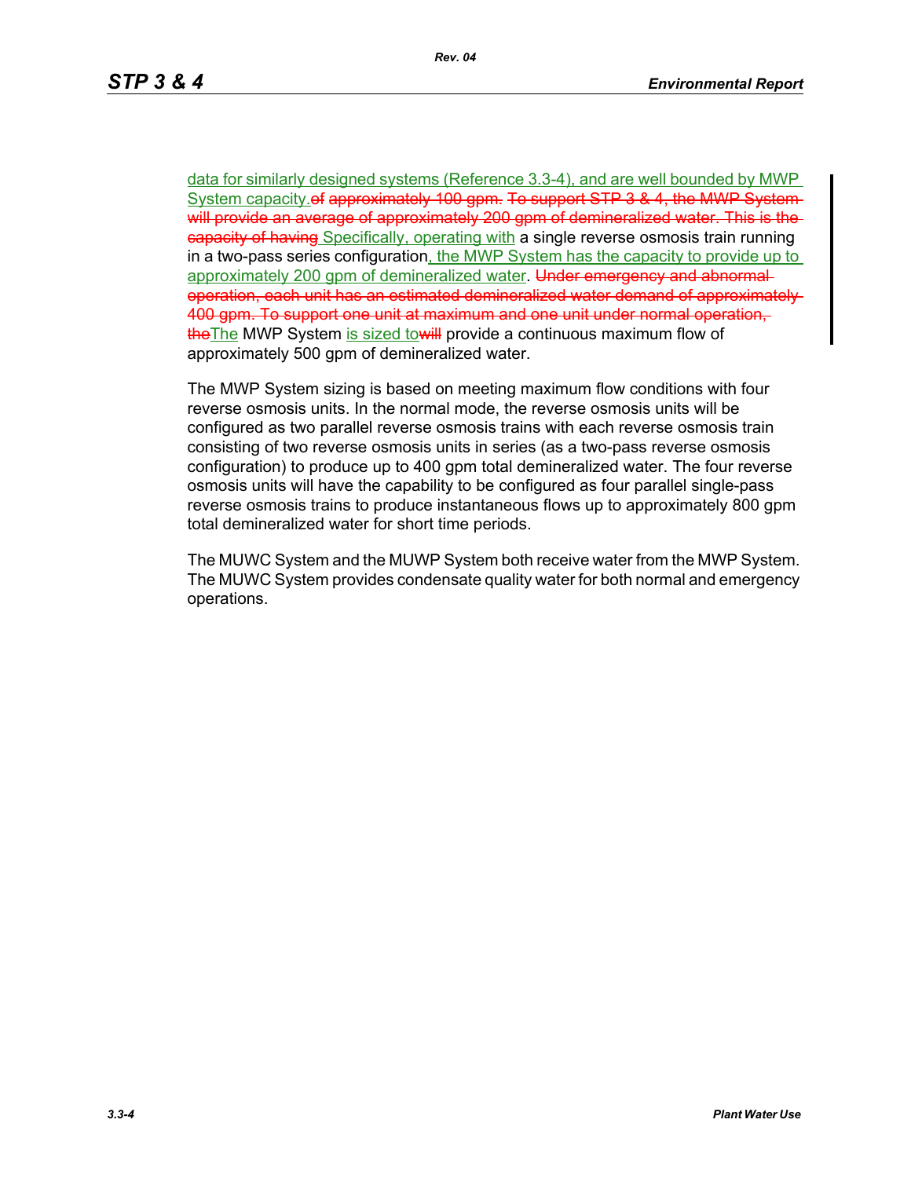data for similarly designed systems (Reference 3.3-4), and are well bounded by MWP System capacity.~~of approximately 100 gpm.~~ ~~To support STP 3 & 4, the MWP System will provide an average of approximately 200 gpm of demineralized water. This is the capacity of having~~ Specifically, operating with a single reverse osmosis train running in a two-pass series configuration, the MWP System has the capacity to provide up to approximately 200 gpm of demineralized water. ~~Under emergency and abnormal operation, each unit has an estimated demineralized water demand of approximately 400 gpm. To support one unit at maximum and one unit under normal operation, the~~The MWP System is sized to~~will~~ provide a continuous maximum flow of approximately 500 gpm of demineralized water.

The MWP System sizing is based on meeting maximum flow conditions with four reverse osmosis units. In the normal mode, the reverse osmosis units will be configured as two parallel reverse osmosis trains with each reverse osmosis train consisting of two reverse osmosis units in series (as a two-pass reverse osmosis configuration) to produce up to 400 gpm total demineralized water. The four reverse osmosis units will have the capability to be configured as four parallel single-pass reverse osmosis trains to produce instantaneous flows up to approximately 800 gpm total demineralized water for short time periods.

The MUWC System and the MUWP System both receive water from the MWP System. The MUWC System provides condensate quality water for both normal and emergency operations.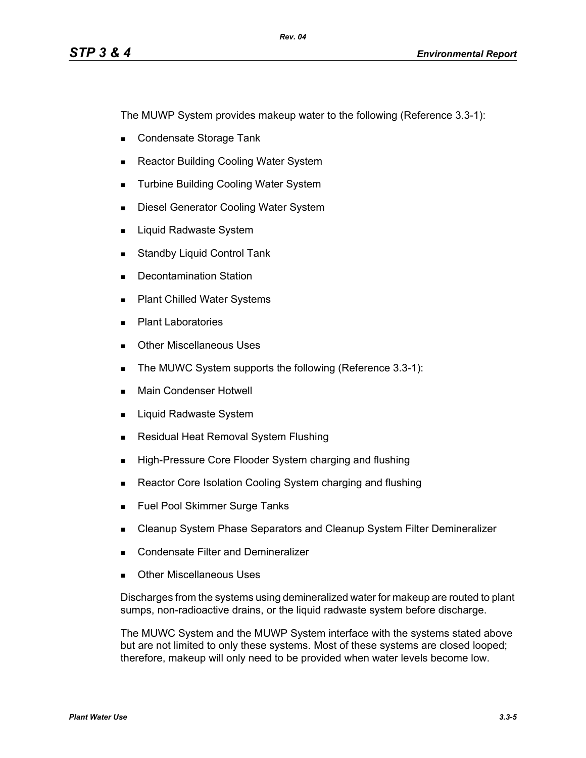The MUWP System provides makeup water to the following (Reference 3.3-1):

- Condensate Storage Tank
- Reactor Building Cooling Water System
- Turbine Building Cooling Water System
- Diesel Generator Cooling Water System
- Liquid Radwaste System
- Standby Liquid Control Tank
- Decontamination Station
- Plant Chilled Water Systems
- Plant Laboratories
- Other Miscellaneous Uses
- The MUWC System supports the following (Reference 3.3-1):
- Main Condenser Hotwell
- Liquid Radwaste System
- Residual Heat Removal System Flushing
- High-Pressure Core Flooder System charging and flushing
- Reactor Core Isolation Cooling System charging and flushing
- Fuel Pool Skimmer Surge Tanks
- Cleanup System Phase Separators and Cleanup System Filter Demineralizer
- Condensate Filter and Demineralizer
- Other Miscellaneous Uses

Discharges from the systems using demineralized water for makeup are routed to plant sumps, non-radioactive drains, or the liquid radwaste system before discharge.

The MUWC System and the MUWP System interface with the systems stated above but are not limited to only these systems. Most of these systems are closed looped; therefore, makeup will only need to be provided when water levels become low.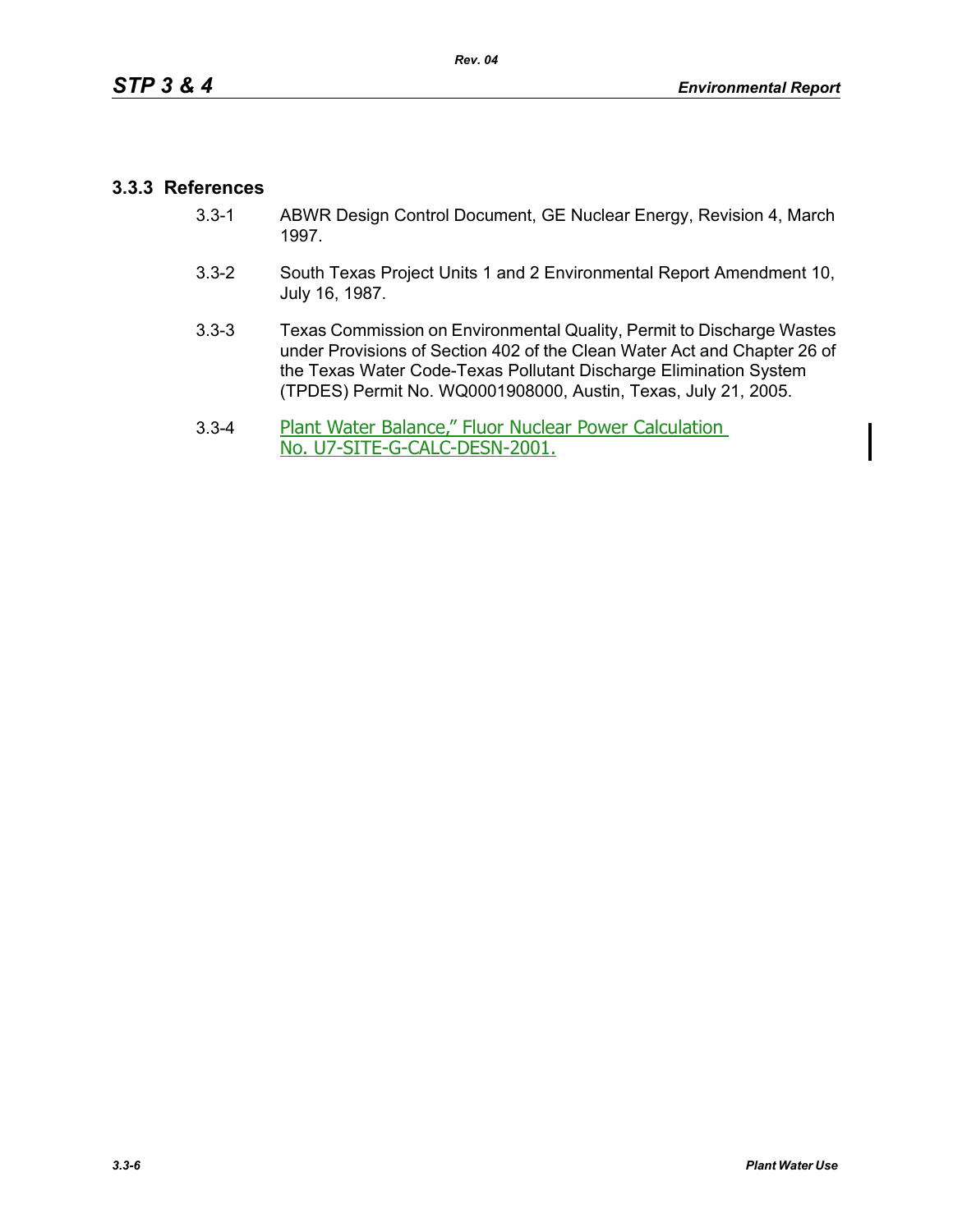### 3.3.3 References

3.3-1 ABWR Design Control Document, GE Nuclear Energy, Revision 4, March 1997.

3.3-2 South Texas Project Units 1 and 2 Environmental Report Amendment 10, July 16, 1987.

3.3-3 Texas Commission on Environmental Quality, Permit to Discharge Wastes under Provisions of Section 402 of the Clean Water Act and Chapter 26 of the Texas Water Code-Texas Pollutant Discharge Elimination System (TPDES) Permit No. WQ0001908000, Austin, Texas, July 21, 2005.

3.3-4 Plant Water Balance," Fluor Nuclear Power Calculation No. U7-SITE-G-CALC-DESN-2001.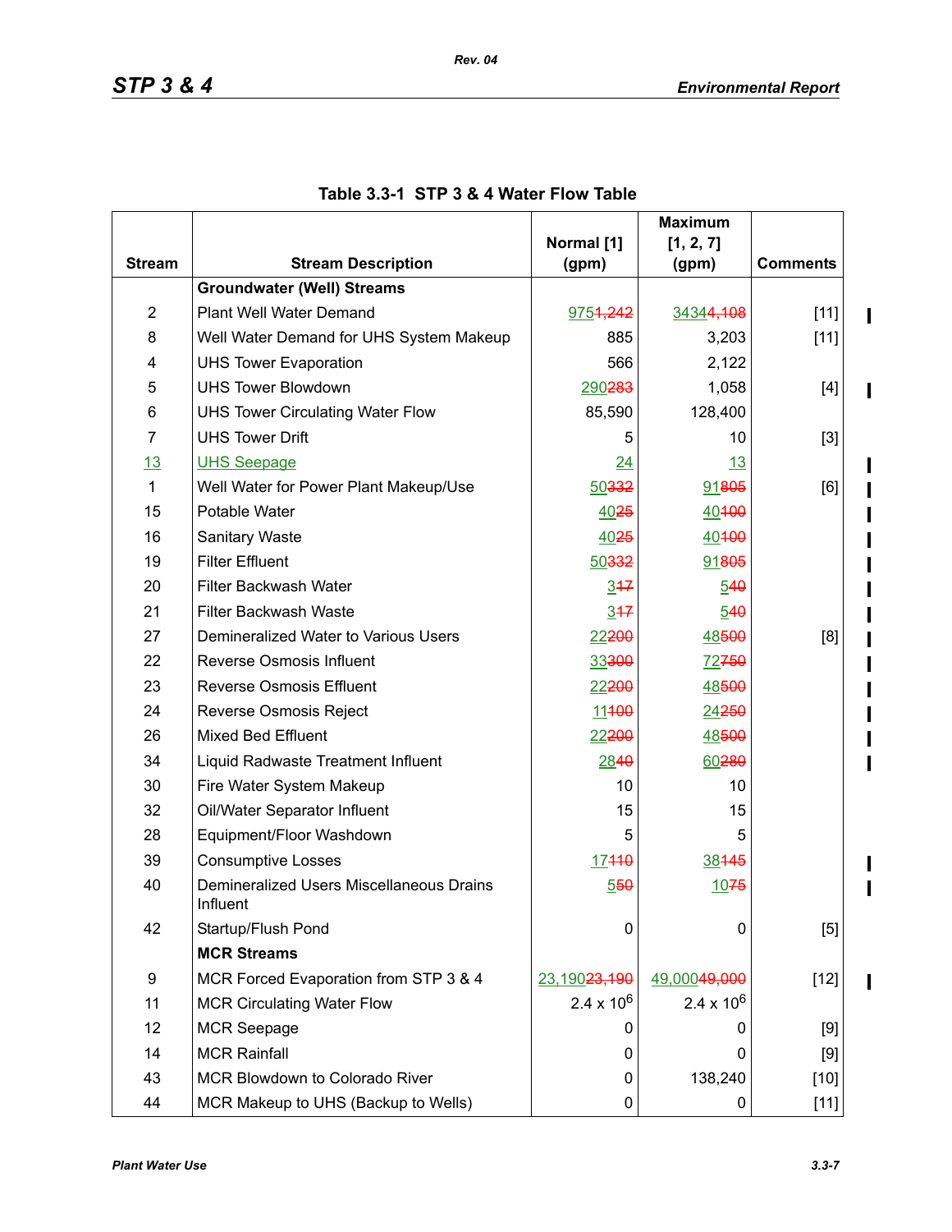**Table 3.3-1 STP 3 & 4 Water Flow Table**

| Stream | Stream Description | Normal [1] (gpm) | Maximum [1, 2, 7] (gpm) | Comments |
|---|---|---|---|---|
| | **Groundwater (Well) Streams** | | | |
| 2 | Plant Well Water Demand | 975 ~~1,242~~ | 34344 ~~4,108~~ | [11] |
| 8 | Well Water Demand for UHS System Makeup | 885 | 3,203 | [11] |
| 4 | UHS Tower Evaporation | 566 | 2,122 | |
| 5 | UHS Tower Blowdown | 290 ~~283~~ | 1,058 | [4] |
| 6 | UHS Tower Circulating Water Flow | 85,590 | 128,400 | |
| 7 | UHS Tower Drift | 5 | 10 | [3] |
| 13 | UHS Seepage | 24 | 13 | |
| 1 | Well Water for Power Plant Makeup/Use | 50 ~~332~~ | 91 ~~805~~ | [6] |
| 15 | Potable Water | 40 ~~25~~ | 40 ~~100~~ | |
| 16 | Sanitary Waste | 40 ~~25~~ | 40 ~~100~~ | |
| 19 | Filter Effluent | 50 ~~332~~ | 91 ~~805~~ | |
| 20 | Filter Backwash Water | 3 ~~17~~ | 5 ~~40~~ | |
| 21 | Filter Backwash Waste | 3 ~~17~~ | 5 ~~40~~ | |
| 27 | Demineralized Water to Various Users | 22 ~~200~~ | 48 ~~500~~ | [8] |
| 22 | Reverse Osmosis Influent | 33 ~~300~~ | 72 ~~750~~ | |
| 23 | Reverse Osmosis Effluent | 22 ~~200~~ | 48 ~~500~~ | |
| 24 | Reverse Osmosis Reject | 11 ~~100~~ | 24 ~~250~~ | |
| 26 | Mixed Bed Effluent | 22 ~~200~~ | 48 ~~500~~ | |
| 34 | Liquid Radwaste Treatment Influent | 28 ~~40~~ | 60 ~~280~~ | |
| 30 | Fire Water System Makeup | 10 | 10 | |
| 32 | Oil/Water Separator Influent | 15 | 15 | |
| 28 | Equipment/Floor Washdown | 5 | 5 | |
| 39 | Consumptive Losses | 17 ~~110~~ | 38 ~~145~~ | |
| 40 | Demineralized Users Miscellaneous Drains Influent | 5 ~~50~~ | 10 ~~75~~ | |
| 42 | Startup/Flush Pond | 0 | 0 | [5] |
| | **MCR Streams** | | | |
| 9 | MCR Forced Evaporation from STP 3 & 4 | 23,190 ~~23,190~~ | 49,000 ~~49,000~~ | [12] |
| 11 | MCR Circulating Water Flow | $2.4 \times 10^6$ | $2.4 \times 10^6$ | |
| 12 | MCR Seepage | 0 | 0 | [9] |
| 14 | MCR Rainfall | 0 | 0 | [9] |
| 43 | MCR Blowdown to Colorado River | 0 | 138,240 | [10] |
| 44 | MCR Makeup to UHS (Backup to Wells) | 0 | 0 | [11] |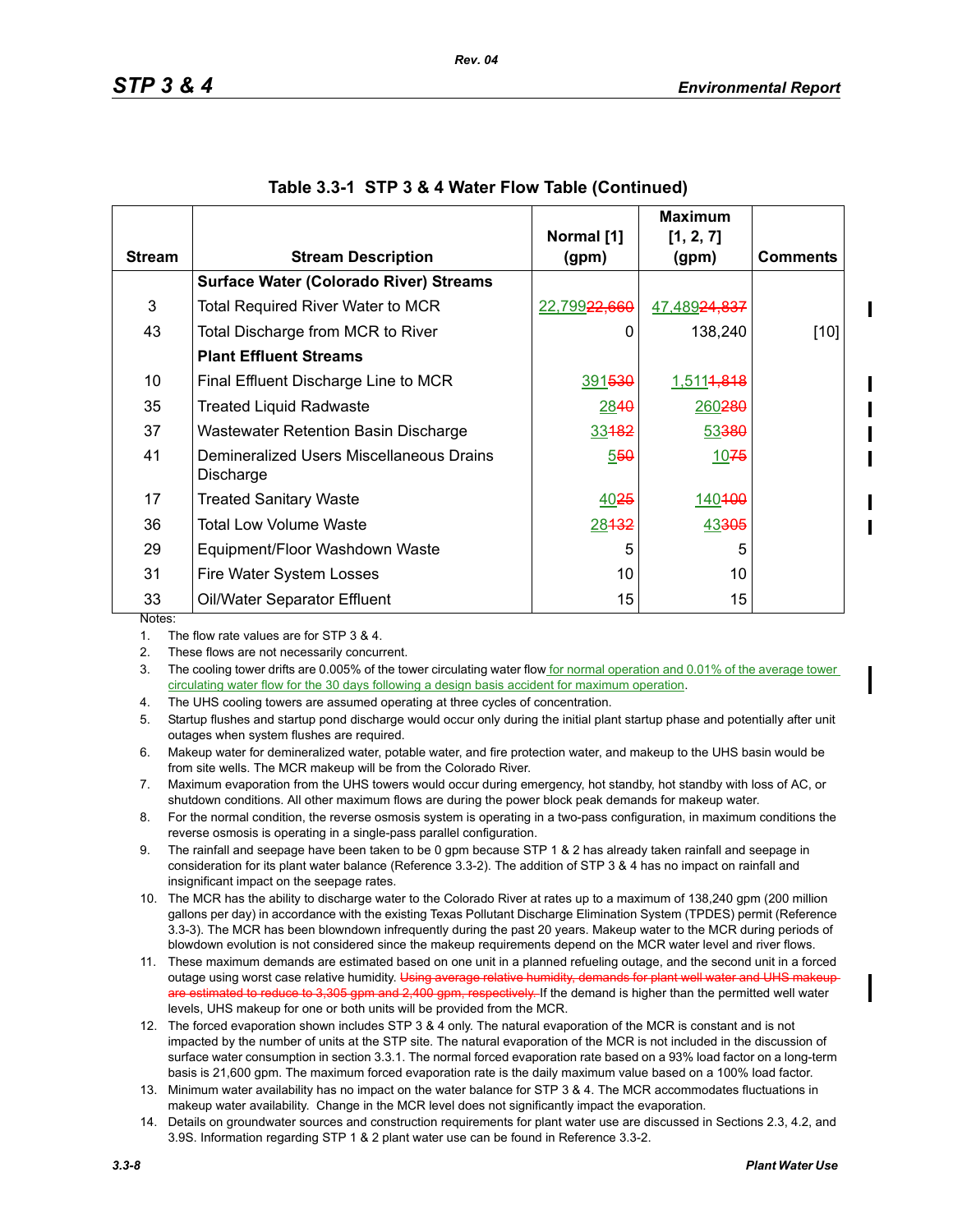Table 3.3-1 STP 3 & 4 Water Flow Table (Continued)

| Stream | Stream Description | Normal [1] (gpm) | Maximum [1, 2, 7] (gpm) | Comments |
|---|---|---|---|---|
| | **Surface Water (Colorado River) Streams** | | | |
| 3 | Total Required River Water to MCR | 22,799 ~~22,660~~ | 47,489 ~~24,837~~ | |
| 43 | Total Discharge from MCR to River | 0 | 138,240 | [10] |
| | **Plant Effluent Streams** | | | |
| 10 | Final Effluent Discharge Line to MCR | 391 ~~530~~ | 1,511 ~~1,818~~ | |
| 35 | Treated Liquid Radwaste | 28 ~~40~~ | 260 ~~280~~ | |
| 37 | Wastewater Retention Basin Discharge | 33 ~~182~~ | 53 ~~380~~ | |
| 41 | Demineralized Users Miscellaneous Drains Discharge | 5 ~~50~~ | 10 ~~75~~ | |
| 17 | Treated Sanitary Waste | 40 ~~25~~ | 140 ~~100~~ | |
| 36 | Total Low Volume Waste | 28 ~~132~~ | 43 ~~305~~ | |
| 29 | Equipment/Floor Washdown Waste | 5 | 5 | |
| 31 | Fire Water System Losses | 10 | 10 | |
| 33 | Oil/Water Separator Effluent | 15 | 15 | |

Notes:

1. The flow rate values are for STP 3 & 4.
2. These flows are not necessarily concurrent.
3. The cooling tower drifts are 0.005% of the tower circulating water flow for normal operation and 0.01% of the average tower circulating water flow for the 30 days following a design basis accident for maximum operation.
4. The UHS cooling towers are assumed operating at three cycles of concentration.
5. Startup flushes and startup pond discharge would occur only during the initial plant startup phase and potentially after unit outages when system flushes are required.
6. Makeup water for demineralized water, potable water, and fire protection water, and makeup to the UHS basin would be from site wells. The MCR makeup will be from the Colorado River.
7. Maximum evaporation from the UHS towers would occur during emergency, hot standby, hot standby with loss of AC, or shutdown conditions. All other maximum flows are during the power block peak demands for makeup water.
8. For the normal condition, the reverse osmosis system is operating in a two-pass configuration, in maximum conditions the reverse osmosis is operating in a single-pass parallel configuration.
9. The rainfall and seepage have been taken to be 0 gpm because STP 1 & 2 has already taken rainfall and seepage in consideration for its plant water balance (Reference 3.3-2). The addition of STP 3 & 4 has no impact on rainfall and insignificant impact on the seepage rates.
10. The MCR has the ability to discharge water to the Colorado River at rates up to a maximum of 138,240 gpm (200 million gallons per day) in accordance with the existing Texas Pollutant Discharge Elimination System (TPDES) permit (Reference 3.3-3). The MCR has been blowndown infrequently during the past 20 years. Makeup water to the MCR during periods of blowdown evolution is not considered since the makeup requirements depend on the MCR water level and river flows.
11. These maximum demands are estimated based on one unit in a planned refueling outage, and the second unit in a forced outage using worst case relative humidity. ~~Using average relative humidity, demands for plant well water and UHS makeup are estimated to reduce to 3,305 gpm and 2,400 gpm, respectively.~~ If the demand is higher than the permitted well water levels, UHS makeup for one or both units will be provided from the MCR.
12. The forced evaporation shown includes STP 3 & 4 only. The natural evaporation of the MCR is constant and is not impacted by the number of units at the STP site. The natural evaporation of the MCR is not included in the discussion of surface water consumption in section 3.3.1. The normal forced evaporation rate based on a 93% load factor on a long-term basis is 21,600 gpm. The maximum forced evaporation rate is the daily maximum value based on a 100% load factor.
13. Minimum water availability has no impact on the water balance for STP 3 & 4. The MCR accommodates fluctuations in makeup water availability. Change in the MCR level does not significantly impact the evaporation.
14. Details on groundwater sources and construction requirements for plant water use are discussed in Sections 2.3, 4.2, and 3.9S. Information regarding STP 1 & 2 plant water use can be found in Reference 3.3-2.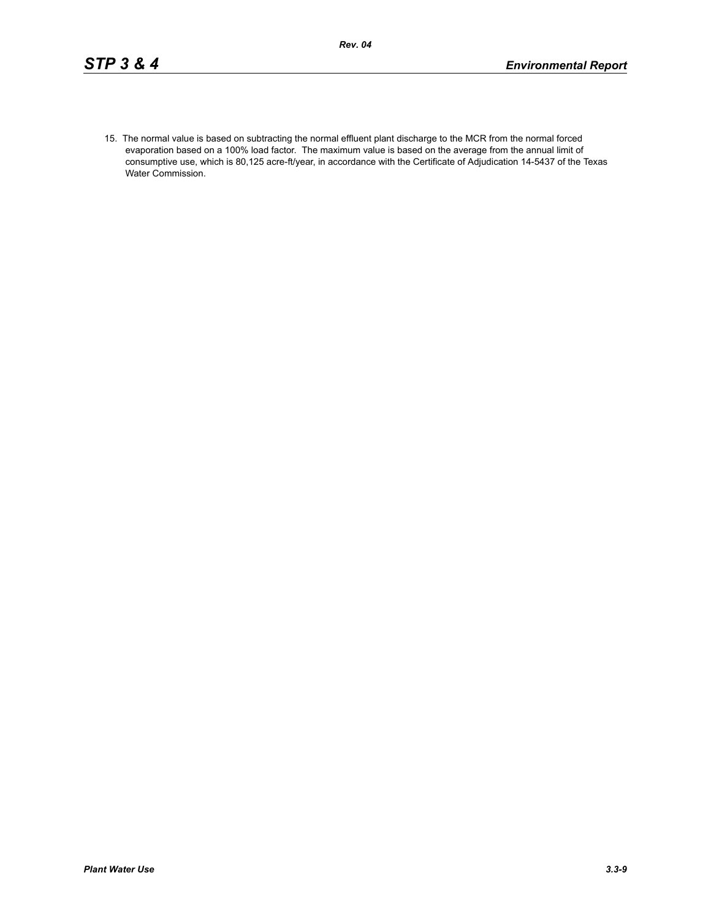15. The normal value is based on subtracting the normal effluent plant discharge to the MCR from the normal forced evaporation based on a 100% load factor. The maximum value is based on the average from the annual limit of consumptive use, which is 80,125 acre-ft/year, in accordance with the Certificate of Adjudication 14-5437 of the Texas Water Commission.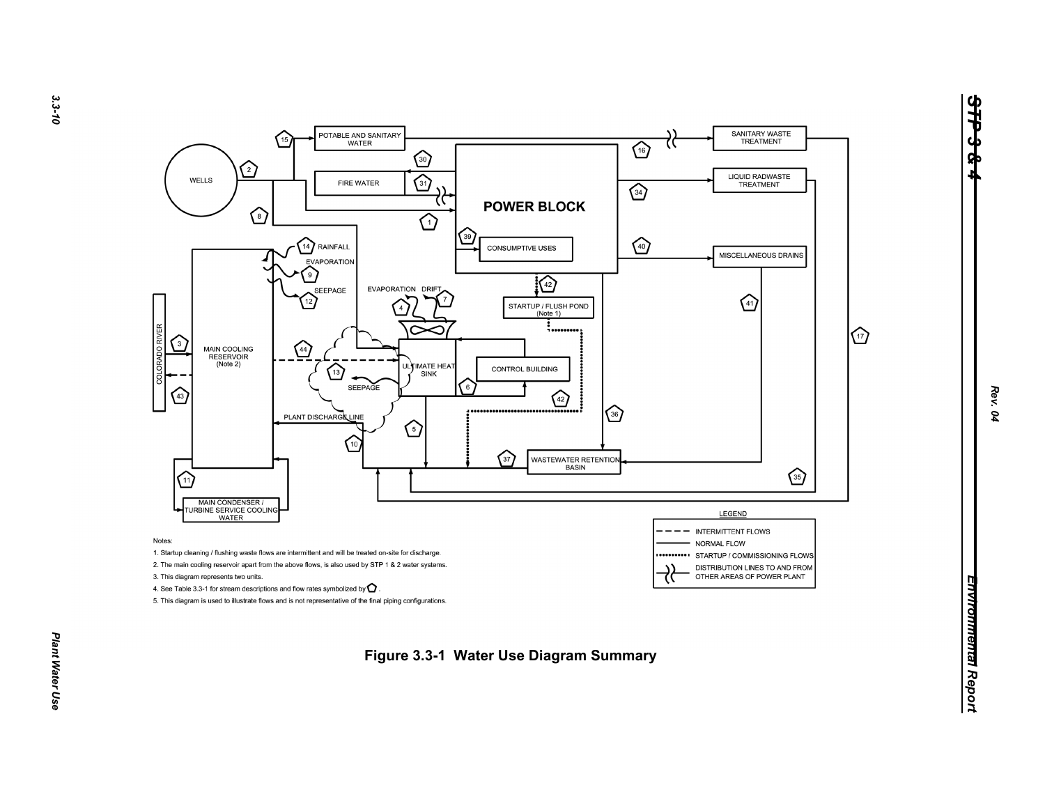Notes:

1. Startup cleaning / flushing waste flows are intermittent and will be treated on-site for discharge.
2. The main cooling reservoir apart from the above flows, is also used by STP 1 & 2 water systems.
3. This diagram represents two units.
4. See Table 3.3-1 for stream descriptions and flow rates symbolized by ⬠ .
5. This diagram is used to illustrate flows and is not representative of the final piping configurations.

**Figure 3.3-1 Water Use Diagram Summary**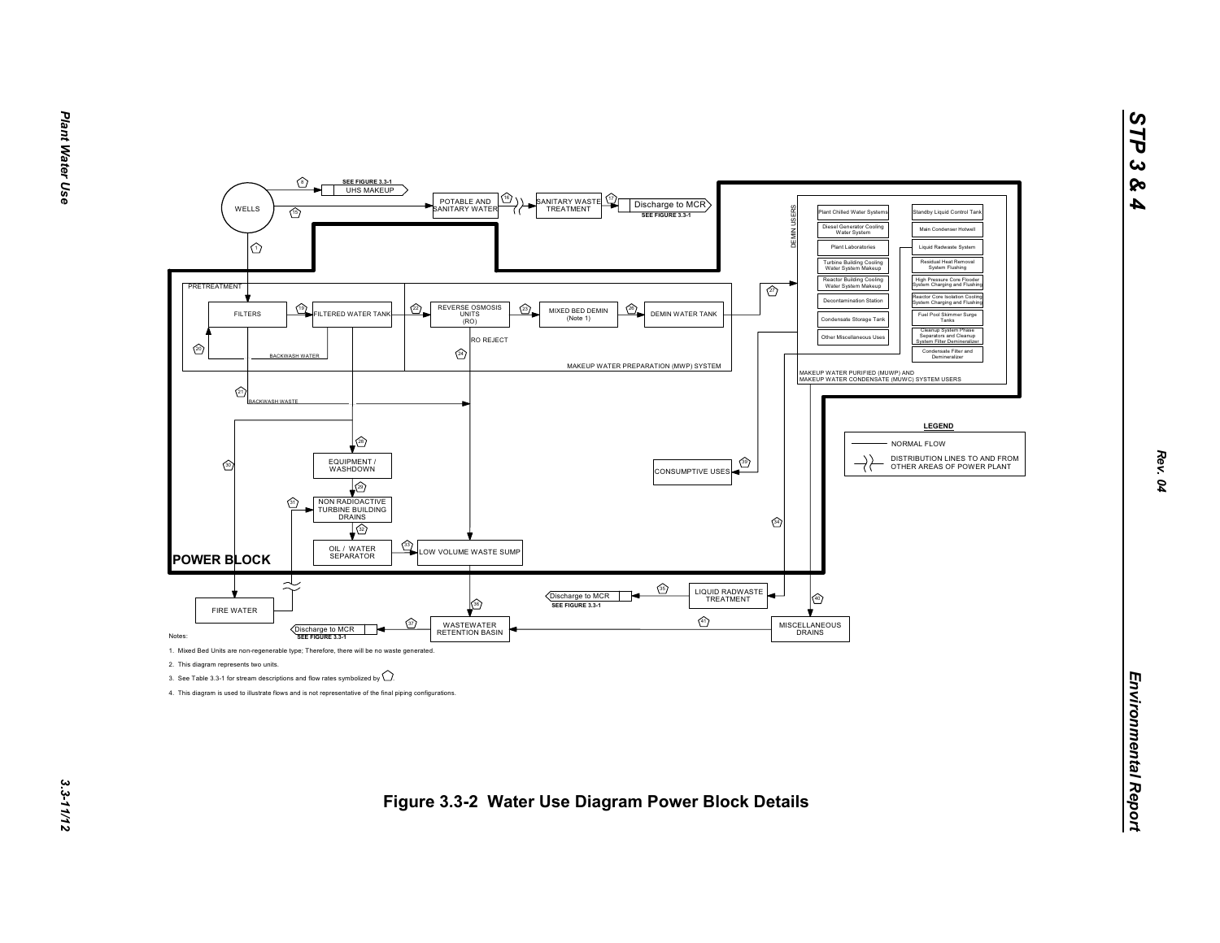SEE FIGURE 3.3-1

UHS MAKEUP

WELLS

POTABLE AND SANITARY WATER

SANITARY WASTE TREATMENT

Discharge to MCR

SEE FIGURE 3.3-1

DEMIN USERS

Plant Chilled Water Systems

Diesel Generator Cooling Water System

Plant Laboratories

Turbine Building Cooling Water System Makeup

Reactor Building Cooling Water System Makeup

Decontamination Station

Condensate Storage Tank

Other Miscellaneous Uses

Standby Liquid Control Tank

Main Condenser Hotwell

Liquid Radwaste System

Residual Heat Removal System Flushing

High Pressure Core Flooder System Charging and Flushing

Reactor Core Isolation Cooling System Charging and Flushing

Fuel Pool Skimmer Surge Tanks

Cleanup System Phase Separators and Cleanup System Filter Demineralizer

Condensate Filter and Demineralizer

PRETREATMENT

FILTERS

FILTERED WATER TANK

REVERSE OSMOSIS UNITS (RO)

MIXED BED DEMIN (Note 1)

DEMIN WATER TANK

RO REJECT

BACKWASH WATER

MAKEUP WATER PREPARATION (MWP) SYSTEM

MAKEUP WATER PURIFIED (MUWP) AND MAKEUP WATER CONDENSATE (MUWC) SYSTEM USERS

BACKWASH WASTE

LEGEND

NORMAL FLOW

DISTRIBUTION LINES TO AND FROM OTHER AREAS OF POWER PLANT

EQUIPMENT / WASHDOWN

CONSUMPTIVE USES

NON RADIOACTIVE TURBINE BUILDING DRAINS

OIL / WATER SEPARATOR

LOW VOLUME WASTE SUMP

POWER BLOCK

FIRE WATER

Discharge to MCR

SEE FIGURE 3.3-1

LIQUID RADWASTE TREATMENT

WASTEWATER RETENTION BASIN

MISCELLANEOUS DRAINS

Discharge to MCR

SEE FIGURE 3.3-1

8, 15, 16, 17, 1, 19, 20, 21, 22, 23, 24, 26, 27, 28, 29, 30, 31, 32, 33, 34, 35, 36, 37, 38, 40, 41

Notes:

1. Mixed Bed Units are non-regenerable type; Therefore, there will be no waste generated.
2. This diagram represents two units.
3. See Table 3.3-1 for stream descriptions and flow rates symbolized by ⬠.
4. This diagram is used to illustrate flows and is not representative of the final piping configurations.

**Figure 3.3-2 Water Use Diagram Power Block Details**